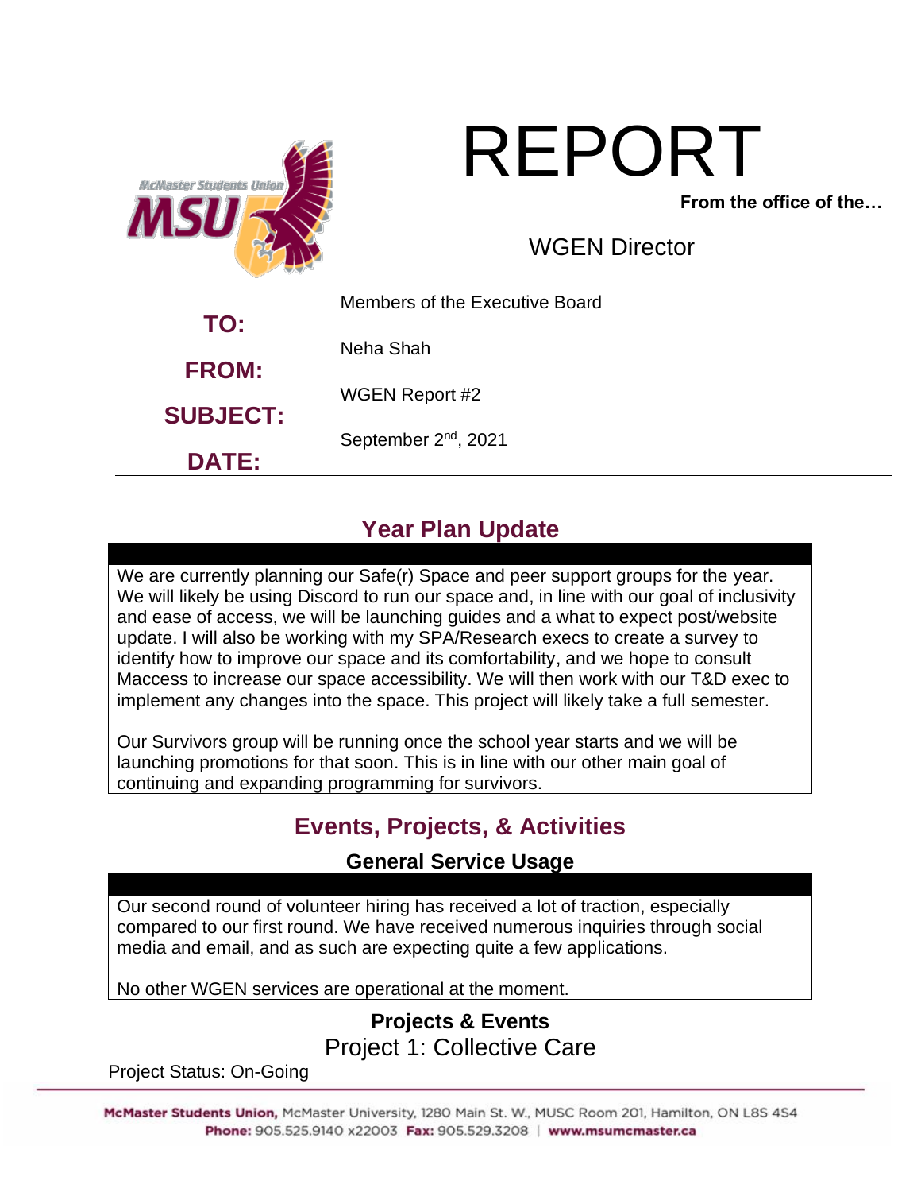# REPORT

**From the office of the…**

WGEN Director

| | |
|---|---|
| **TO:** | Members of the Executive Board |
| **FROM:** | Neha Shah |
| **SUBJECT:** | WGEN Report #2 |
| **DATE:** | September 2nd, 2021 |

## Year Plan Update

We are currently planning our Safe(r) Space and peer support groups for the year. We will likely be using Discord to run our space and, in line with our goal of inclusivity and ease of access, we will be launching guides and a what to expect post/website update. I will also be working with my SPA/Research execs to create a survey to identify how to improve our space and its comfortability, and we hope to consult Maccess to increase our space accessibility. We will then work with our T&D exec to implement any changes into the space. This project will likely take a full semester.

Our Survivors group will be running once the school year starts and we will be launching promotions for that soon. This is in line with our other main goal of continuing and expanding programming for survivors.

## Events, Projects, & Activities

### General Service Usage

Our second round of volunteer hiring has received a lot of traction, especially compared to our first round. We have received numerous inquiries through social media and email, and as such are expecting quite a few applications.

No other WGEN services are operational at the moment.

### Projects & Events

#### Project 1: Collective Care

Project Status: On-Going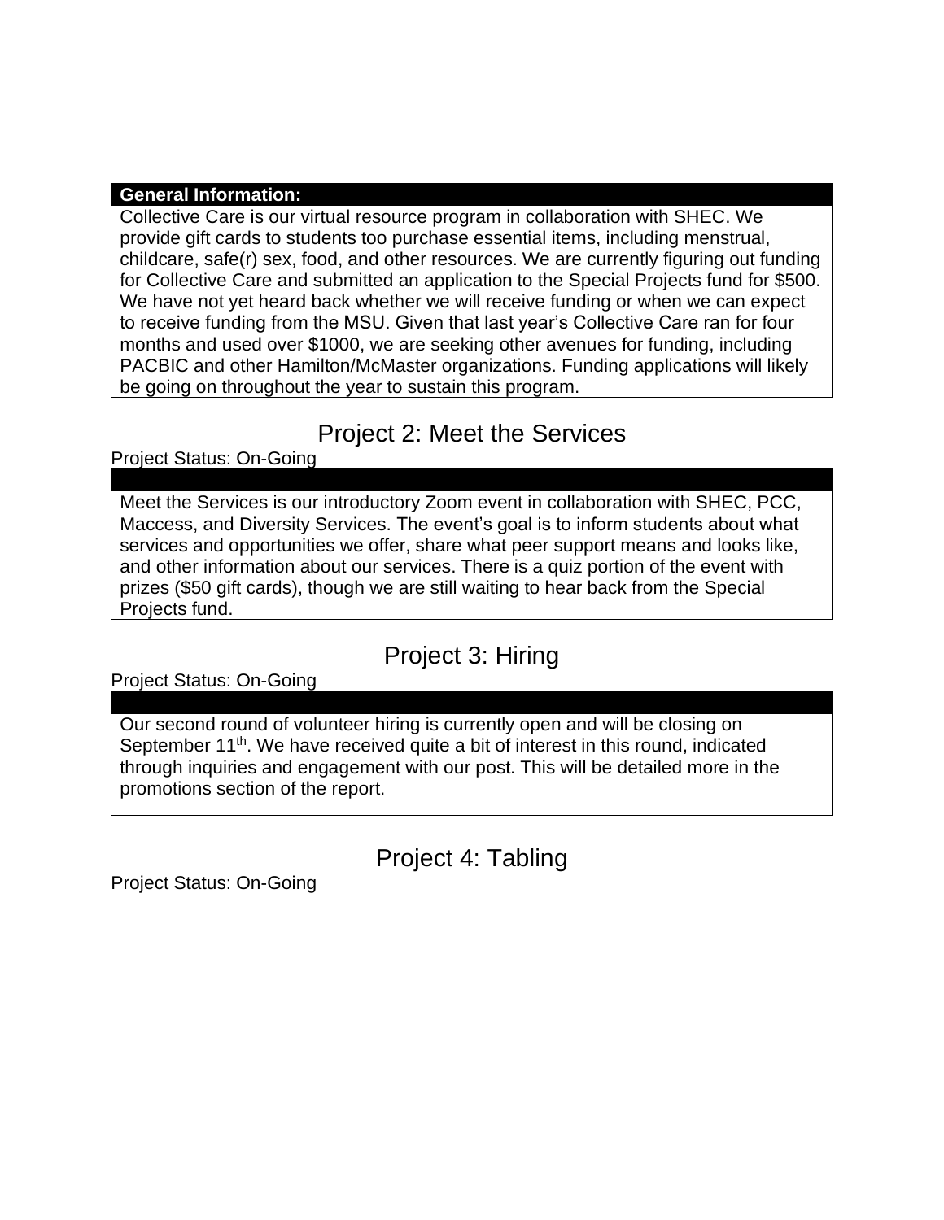**General Information:**

Collective Care is our virtual resource program in collaboration with SHEC. We provide gift cards to students too purchase essential items, including menstrual, childcare, safe(r) sex, food, and other resources. We are currently figuring out funding for Collective Care and submitted an application to the Special Projects fund for $500. We have not yet heard back whether we will receive funding or when we can expect to receive funding from the MSU. Given that last year's Collective Care ran for four months and used over $1000, we are seeking other avenues for funding, including PACBIC and other Hamilton/McMaster organizations. Funding applications will likely be going on throughout the year to sustain this program.

## Project 2: Meet the Services

Project Status: On-Going

Meet the Services is our introductory Zoom event in collaboration with SHEC, PCC, Maccess, and Diversity Services. The event's goal is to inform students about what services and opportunities we offer, share what peer support means and looks like, and other information about our services. There is a quiz portion of the event with prizes ($50 gift cards), though we are still waiting to hear back from the Special Projects fund.

## Project 3: Hiring

Project Status: On-Going

Our second round of volunteer hiring is currently open and will be closing on September 11th. We have received quite a bit of interest in this round, indicated through inquiries and engagement with our post. This will be detailed more in the promotions section of the report.

## Project 4: Tabling

Project Status: On-Going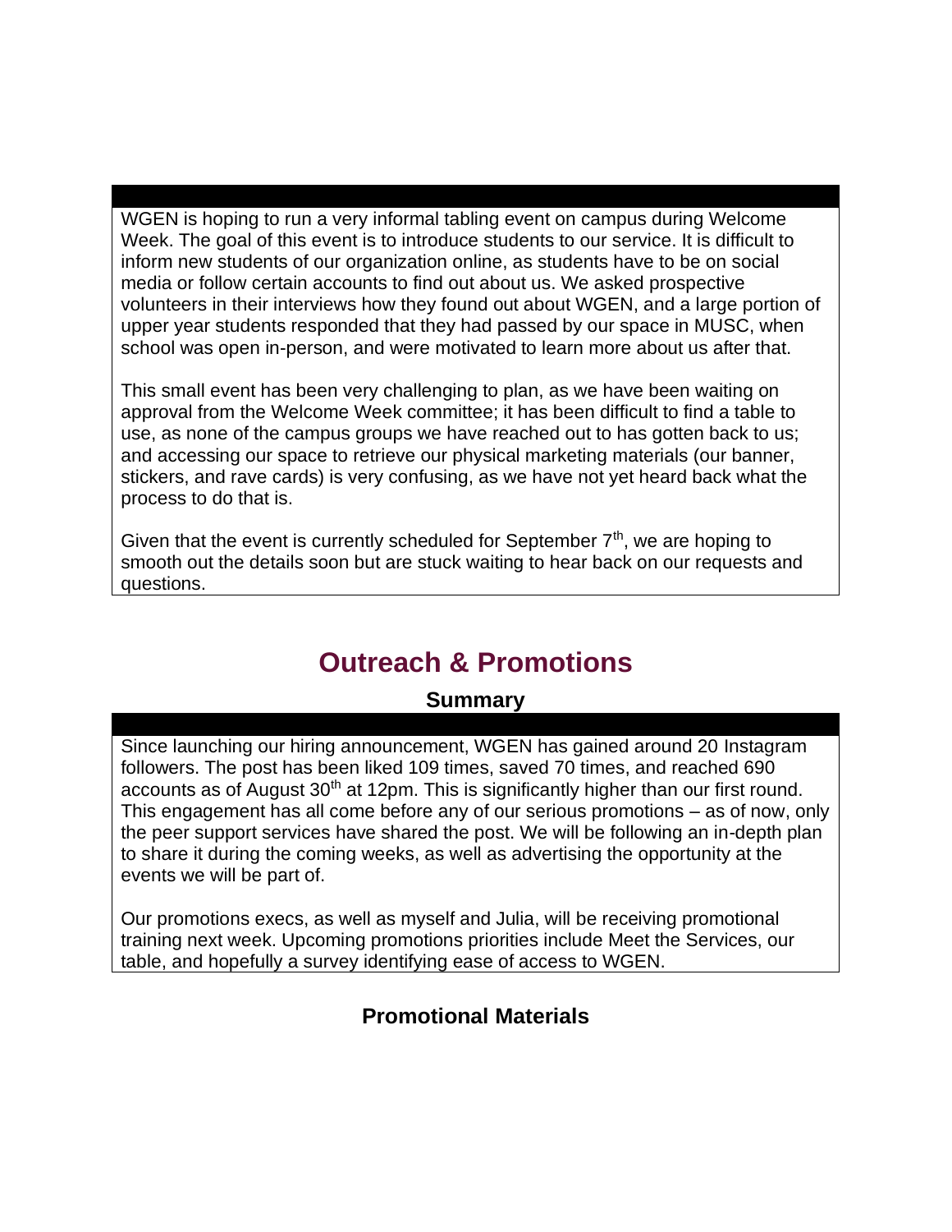WGEN is hoping to run a very informal tabling event on campus during Welcome Week. The goal of this event is to introduce students to our service. It is difficult to inform new students of our organization online, as students have to be on social media or follow certain accounts to find out about us. We asked prospective volunteers in their interviews how they found out about WGEN, and a large portion of upper year students responded that they had passed by our space in MUSC, when school was open in-person, and were motivated to learn more about us after that.

This small event has been very challenging to plan, as we have been waiting on approval from the Welcome Week committee; it has been difficult to find a table to use, as none of the campus groups we have reached out to has gotten back to us; and accessing our space to retrieve our physical marketing materials (our banner, stickers, and rave cards) is very confusing, as we have not yet heard back what the process to do that is.

Given that the event is currently scheduled for September 7th, we are hoping to smooth out the details soon but are stuck waiting to hear back on our requests and questions.

## Outreach & Promotions

### Summary

Since launching our hiring announcement, WGEN has gained around 20 Instagram followers. The post has been liked 109 times, saved 70 times, and reached 690 accounts as of August 30th at 12pm. This is significantly higher than our first round. This engagement has all come before any of our serious promotions – as of now, only the peer support services have shared the post. We will be following an in-depth plan to share it during the coming weeks, as well as advertising the opportunity at the events we will be part of.

Our promotions execs, as well as myself and Julia, will be receiving promotional training next week. Upcoming promotions priorities include Meet the Services, our table, and hopefully a survey identifying ease of access to WGEN.

### Promotional Materials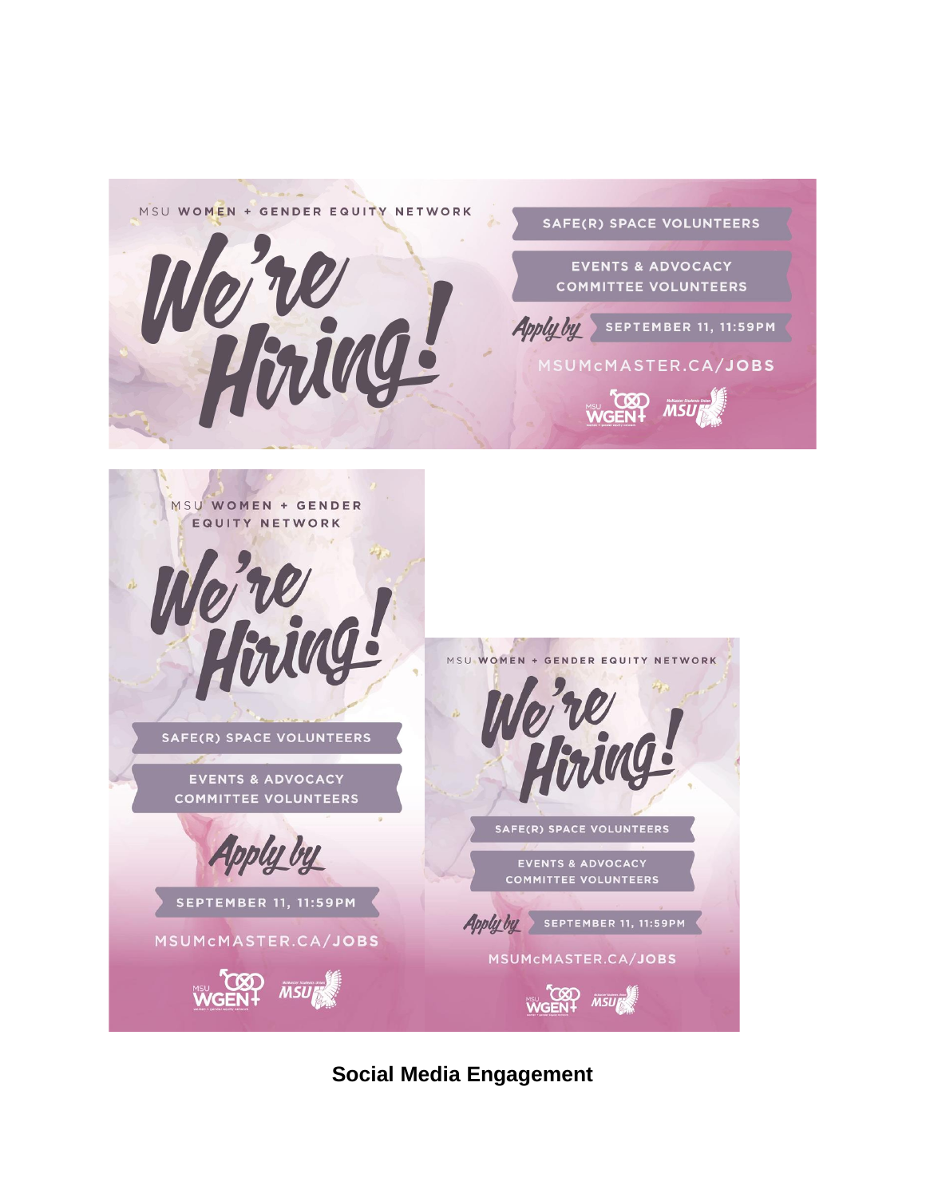MSU WOMEN + GENDER EQUITY NETWORK

We're Hiring!

SAFE(R) SPACE VOLUNTEERS

EVENTS & ADVOCACY COMMITTEE VOLUNTEERS

Apply by SEPTEMBER 11, 11:59PM

MSUMcMASTER.CA/JOBS

MSU WGEN+ MSU

MSU WOMEN + GENDER EQUITY NETWORK

We're Hiring!

SAFE(R) SPACE VOLUNTEERS

EVENTS & ADVOCACY COMMITTEE VOLUNTEERS

Apply by

SEPTEMBER 11, 11:59PM

MSUMcMASTER.CA/JOBS

MSU WGEN+ MSU

MSU WOMEN + GENDER EQUITY NETWORK

We're Hiring!

SAFE(R) SPACE VOLUNTEERS

EVENTS & ADVOCACY COMMITTEE VOLUNTEERS

Apply by SEPTEMBER 11, 11:59PM

MSUMcMASTER.CA/JOBS

MSU WGEN+ MSU

**Social Media Engagement**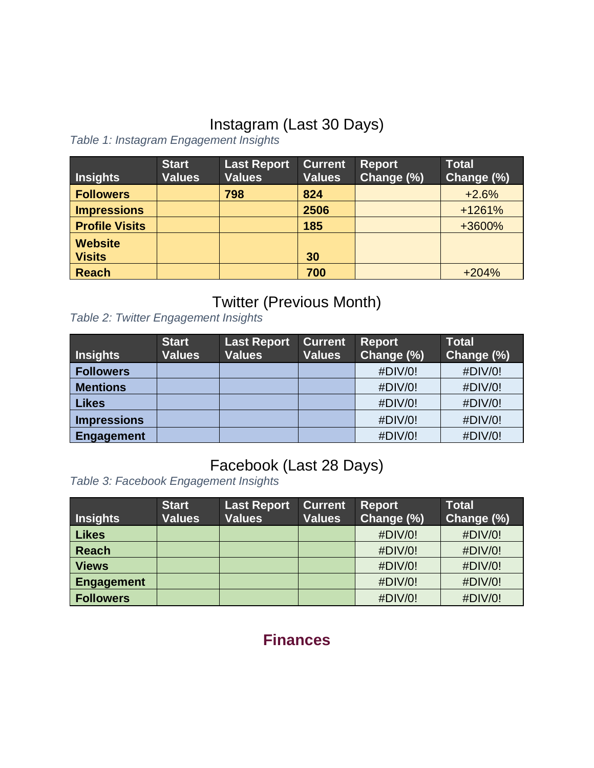## Instagram (Last 30 Days)

*Table 1: Instagram Engagement Insights*

| Insights | Start Values | Last Report Values | Current Values | Report Change (%) | Total Change (%) |
|---|---|---|---|---|---|
| **Followers** | | **798** | **824** | | +2.6% |
| **Impressions** | | | **2506** | | +1261% |
| **Profile Visits** | | | **185** | | +3600% |
| **Website Visits** | | | **30** | | |
| **Reach** | | | **700** | | +204% |

## Twitter (Previous Month)

*Table 2: Twitter Engagement Insights*

| Insights | Start Values | Last Report Values | Current Values | Report Change (%) | Total Change (%) |
|---|---|---|---|---|---|
| **Followers** | | | | #DIV/0! | #DIV/0! |
| **Mentions** | | | | #DIV/0! | #DIV/0! |
| **Likes** | | | | #DIV/0! | #DIV/0! |
| **Impressions** | | | | #DIV/0! | #DIV/0! |
| **Engagement** | | | | #DIV/0! | #DIV/0! |

## Facebook (Last 28 Days)

*Table 3: Facebook Engagement Insights*

| Insights | Start Values | Last Report Values | Current Values | Report Change (%) | Total Change (%) |
|---|---|---|---|---|---|
| **Likes** | | | | #DIV/0! | #DIV/0! |
| **Reach** | | | | #DIV/0! | #DIV/0! |
| **Views** | | | | #DIV/0! | #DIV/0! |
| **Engagement** | | | | #DIV/0! | #DIV/0! |
| **Followers** | | | | #DIV/0! | #DIV/0! |

# Finances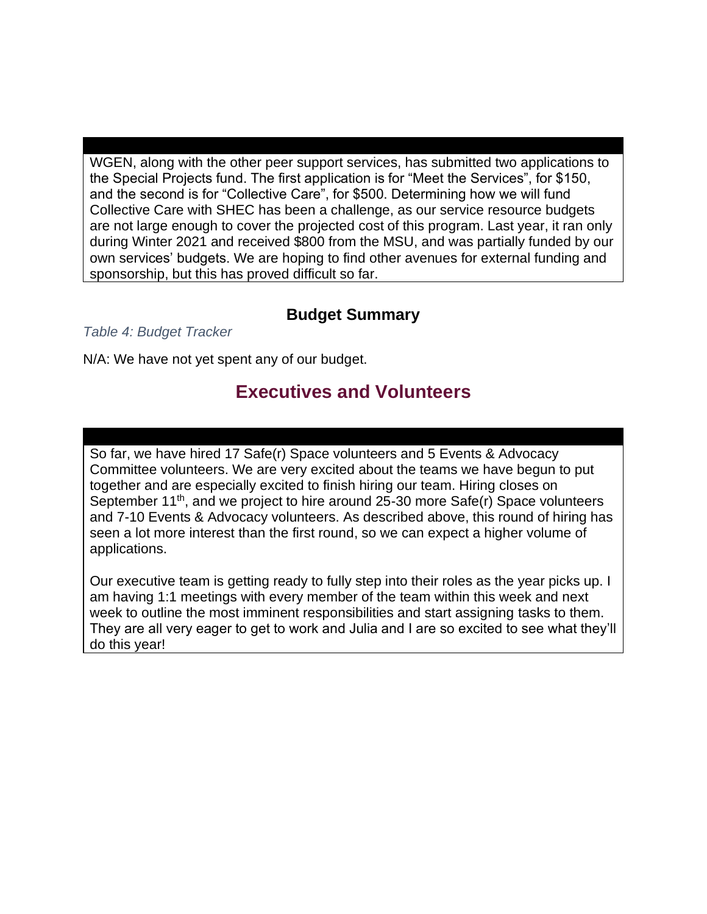WGEN, along with the other peer support services, has submitted two applications to the Special Projects fund. The first application is for "Meet the Services", for $150, and the second is for "Collective Care", for $500. Determining how we will fund Collective Care with SHEC has been a challenge, as our service resource budgets are not large enough to cover the projected cost of this program. Last year, it ran only during Winter 2021 and received $800 from the MSU, and was partially funded by our own services' budgets. We are hoping to find other avenues for external funding and sponsorship, but this has proved difficult so far.

### Budget Summary

*Table 4: Budget Tracker*

N/A: We have not yet spent any of our budget.

## Executives and Volunteers

So far, we have hired 17 Safe(r) Space volunteers and 5 Events & Advocacy Committee volunteers. We are very excited about the teams we have begun to put together and are especially excited to finish hiring our team. Hiring closes on September 11th, and we project to hire around 25-30 more Safe(r) Space volunteers and 7-10 Events & Advocacy volunteers. As described above, this round of hiring has seen a lot more interest than the first round, so we can expect a higher volume of applications.

Our executive team is getting ready to fully step into their roles as the year picks up. I am having 1:1 meetings with every member of the team within this week and next week to outline the most imminent responsibilities and start assigning tasks to them. They are all very eager to get to work and Julia and I are so excited to see what they'll do this year!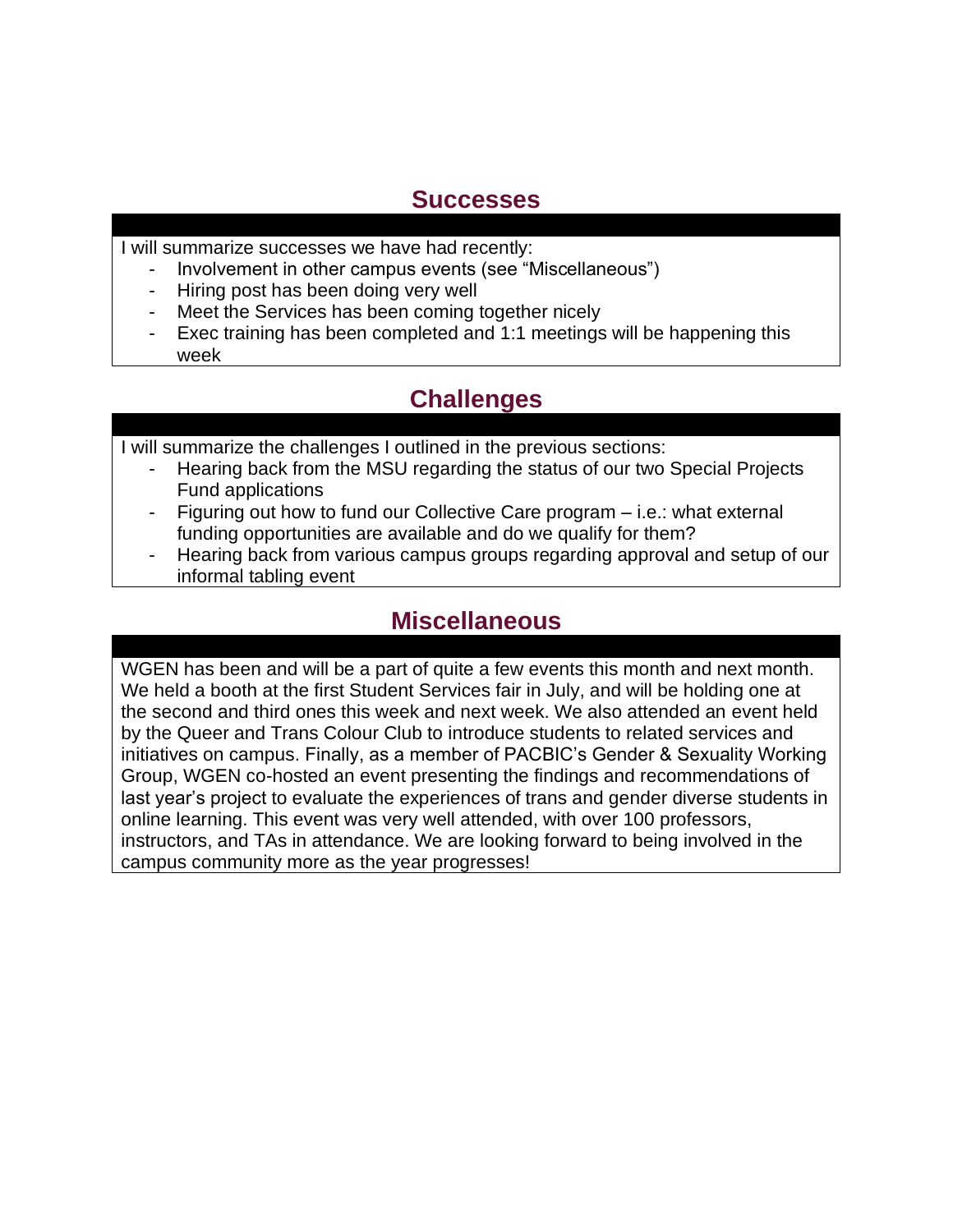## Successes

I will summarize successes we have had recently:

- Involvement in other campus events (see “Miscellaneous”)
- Hiring post has been doing very well
- Meet the Services has been coming together nicely
- Exec training has been completed and 1:1 meetings will be happening this week

## Challenges

I will summarize the challenges I outlined in the previous sections:

- Hearing back from the MSU regarding the status of our two Special Projects Fund applications
- Figuring out how to fund our Collective Care program – i.e.: what external funding opportunities are available and do we qualify for them?
- Hearing back from various campus groups regarding approval and setup of our informal tabling event

## Miscellaneous

WGEN has been and will be a part of quite a few events this month and next month. We held a booth at the first Student Services fair in July, and will be holding one at the second and third ones this week and next week. We also attended an event held by the Queer and Trans Colour Club to introduce students to related services and initiatives on campus. Finally, as a member of PACBIC’s Gender & Sexuality Working Group, WGEN co-hosted an event presenting the findings and recommendations of last year’s project to evaluate the experiences of trans and gender diverse students in online learning. This event was very well attended, with over 100 professors, instructors, and TAs in attendance. We are looking forward to being involved in the campus community more as the year progresses!